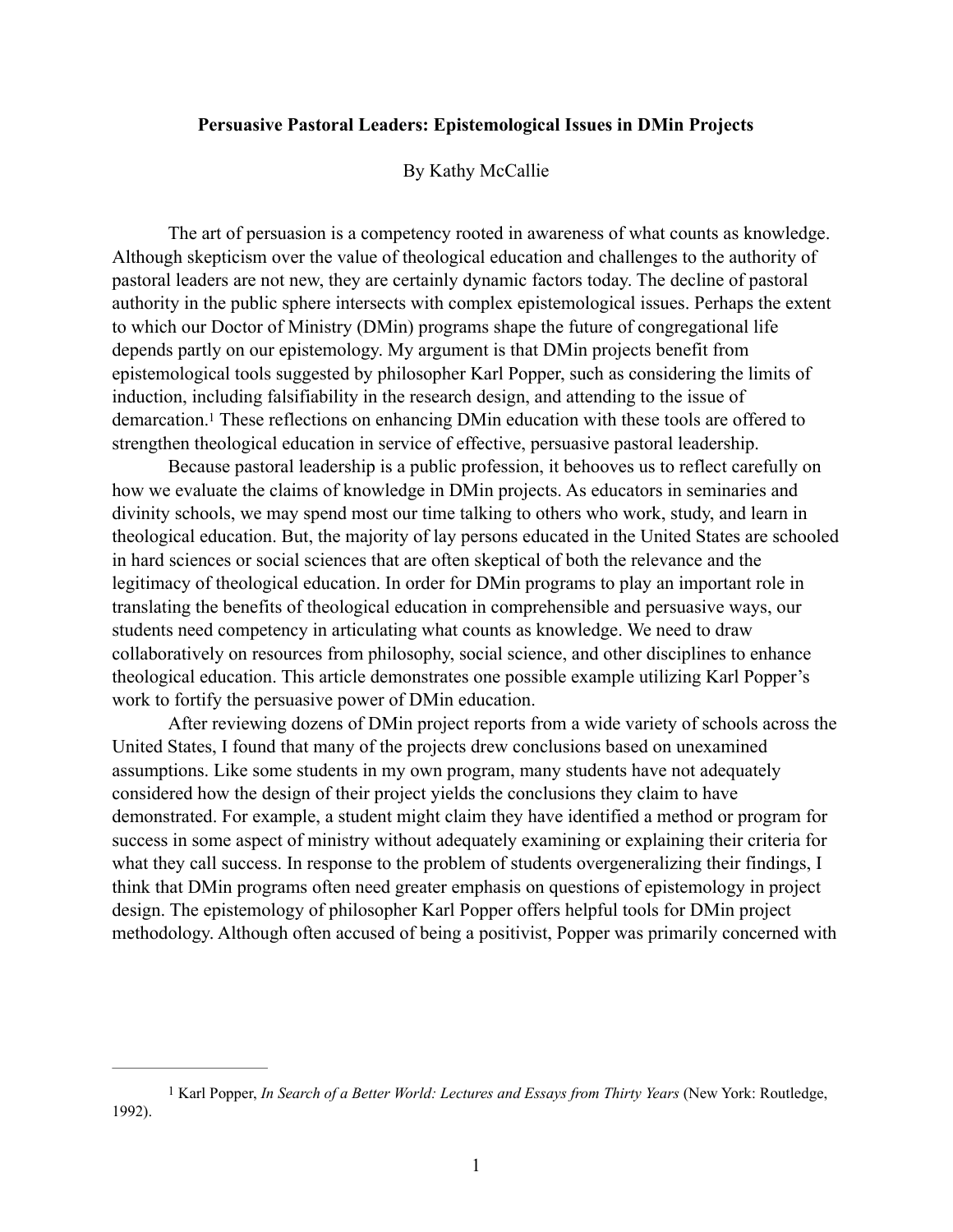**Persuasive Pastoral Leaders: Epistemological Issues in DMin Projects**

By Kathy McCallie

The art of persuasion is a competency rooted in awareness of what counts as knowledge. Although skepticism over the value of theological education and challenges to the authority of pastoral leaders are not new, they are certainly dynamic factors today. The decline of pastoral authority in the public sphere intersects with complex epistemological issues. Perhaps the extent to which our Doctor of Ministry (DMin) programs shape the future of congregational life depends partly on our epistemology. My argument is that DMin projects benefit from epistemological tools suggested by philosopher Karl Popper, such as considering the limits of induction, including falsifiability in the research design, and attending to the issue of demarcation.[1] These reflections on enhancing DMin education with these tools are offered to strengthen theological education in service of effective, persuasive pastoral leadership.

Because pastoral leadership is a public profession, it behooves us to reflect carefully on how we evaluate the claims of knowledge in DMin projects. As educators in seminaries and divinity schools, we may spend most our time talking to others who work, study, and learn in theological education. But, the majority of lay persons educated in the United States are schooled in hard sciences or social sciences that are often skeptical of both the relevance and the legitimacy of theological education. In order for DMin programs to play an important role in translating the benefits of theological education in comprehensible and persuasive ways, our students need competency in articulating what counts as knowledge. We need to draw collaboratively on resources from philosophy, social science, and other disciplines to enhance theological education. This article demonstrates one possible example utilizing Karl Popper's work to fortify the persuasive power of DMin education.

After reviewing dozens of DMin project reports from a wide variety of schools across the United States, I found that many of the projects drew conclusions based on unexamined assumptions. Like some students in my own program, many students have not adequately considered how the design of their project yields the conclusions they claim to have demonstrated. For example, a student might claim they have identified a method or program for success in some aspect of ministry without adequately examining or explaining their criteria for what they call success. In response to the problem of students overgeneralizing their findings, I think that DMin programs often need greater emphasis on questions of epistemology in project design. The epistemology of philosopher Karl Popper offers helpful tools for DMin project methodology. Although often accused of being a positivist, Popper was primarily concerned with

---

[1] Karl Popper, *In Search of a Better World: Lectures and Essays from Thirty Years* (New York: Routledge, 1992).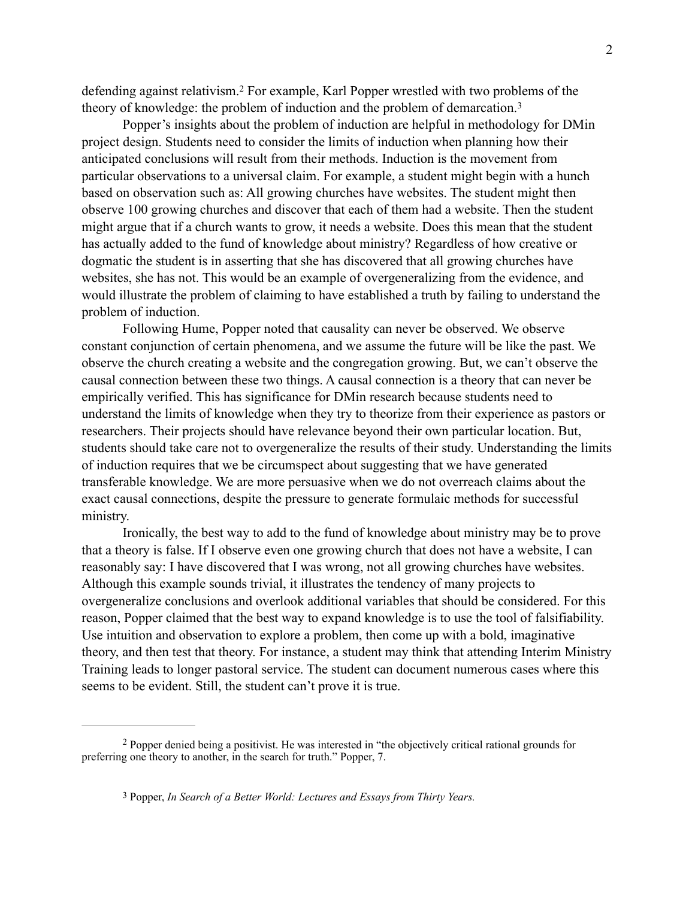defending against relativism.[2] For example, Karl Popper wrestled with two problems of the theory of knowledge: the problem of induction and the problem of demarcation.[3]

Popper's insights about the problem of induction are helpful in methodology for DMin project design. Students need to consider the limits of induction when planning how their anticipated conclusions will result from their methods. Induction is the movement from particular observations to a universal claim. For example, a student might begin with a hunch based on observation such as: All growing churches have websites. The student might then observe 100 growing churches and discover that each of them had a website. Then the student might argue that if a church wants to grow, it needs a website. Does this mean that the student has actually added to the fund of knowledge about ministry? Regardless of how creative or dogmatic the student is in asserting that she has discovered that all growing churches have websites, she has not. This would be an example of overgeneralizing from the evidence, and would illustrate the problem of claiming to have established a truth by failing to understand the problem of induction.

Following Hume, Popper noted that causality can never be observed. We observe constant conjunction of certain phenomena, and we assume the future will be like the past. We observe the church creating a website and the congregation growing. But, we can't observe the causal connection between these two things. A causal connection is a theory that can never be empirically verified. This has significance for DMin research because students need to understand the limits of knowledge when they try to theorize from their experience as pastors or researchers. Their projects should have relevance beyond their own particular location. But, students should take care not to overgeneralize the results of their study. Understanding the limits of induction requires that we be circumspect about suggesting that we have generated transferable knowledge. We are more persuasive when we do not overreach claims about the exact causal connections, despite the pressure to generate formulaic methods for successful ministry.

Ironically, the best way to add to the fund of knowledge about ministry may be to prove that a theory is false. If I observe even one growing church that does not have a website, I can reasonably say: I have discovered that I was wrong, not all growing churches have websites. Although this example sounds trivial, it illustrates the tendency of many projects to overgeneralize conclusions and overlook additional variables that should be considered. For this reason, Popper claimed that the best way to expand knowledge is to use the tool of falsifiability. Use intuition and observation to explore a problem, then come up with a bold, imaginative theory, and then test that theory. For instance, a student may think that attending Interim Ministry Training leads to longer pastoral service. The student can document numerous cases where this seems to be evident. Still, the student can't prove it is true.

---

[2] Popper denied being a positivist. He was interested in "the objectively critical rational grounds for preferring one theory to another, in the search for truth." Popper, 7.

[3] Popper, *In Search of a Better World: Lectures and Essays from Thirty Years.*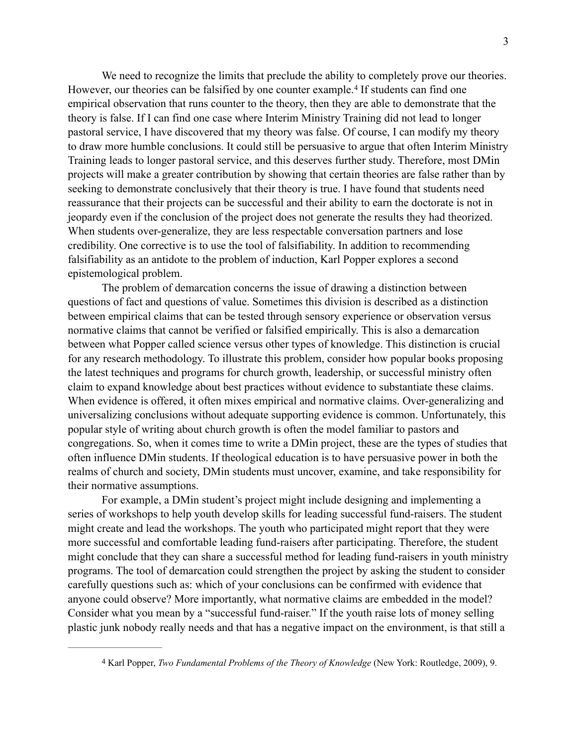We need to recognize the limits that preclude the ability to completely prove our theories. However, our theories can be falsified by one counter example.[4] If students can find one empirical observation that runs counter to the theory, then they are able to demonstrate that the theory is false. If I can find one case where Interim Ministry Training did not lead to longer pastoral service, I have discovered that my theory was false. Of course, I can modify my theory to draw more humble conclusions. It could still be persuasive to argue that often Interim Ministry Training leads to longer pastoral service, and this deserves further study. Therefore, most DMin projects will make a greater contribution by showing that certain theories are false rather than by seeking to demonstrate conclusively that their theory is true. I have found that students need reassurance that their projects can be successful and their ability to earn the doctorate is not in jeopardy even if the conclusion of the project does not generate the results they had theorized. When students over-generalize, they are less respectable conversation partners and lose credibility. One corrective is to use the tool of falsifiability. In addition to recommending falsifiability as an antidote to the problem of induction, Karl Popper explores a second epistemological problem.

The problem of demarcation concerns the issue of drawing a distinction between questions of fact and questions of value. Sometimes this division is described as a distinction between empirical claims that can be tested through sensory experience or observation versus normative claims that cannot be verified or falsified empirically. This is also a demarcation between what Popper called science versus other types of knowledge. This distinction is crucial for any research methodology. To illustrate this problem, consider how popular books proposing the latest techniques and programs for church growth, leadership, or successful ministry often claim to expand knowledge about best practices without evidence to substantiate these claims. When evidence is offered, it often mixes empirical and normative claims. Over-generalizing and universalizing conclusions without adequate supporting evidence is common. Unfortunately, this popular style of writing about church growth is often the model familiar to pastors and congregations. So, when it comes time to write a DMin project, these are the types of studies that often influence DMin students. If theological education is to have persuasive power in both the realms of church and society, DMin students must uncover, examine, and take responsibility for their normative assumptions.

For example, a DMin student's project might include designing and implementing a series of workshops to help youth develop skills for leading successful fund-raisers. The student might create and lead the workshops. The youth who participated might report that they were more successful and comfortable leading fund-raisers after participating. Therefore, the student might conclude that they can share a successful method for leading fund-raisers in youth ministry programs. The tool of demarcation could strengthen the project by asking the student to consider carefully questions such as: which of your conclusions can be confirmed with evidence that anyone could observe? More importantly, what normative claims are embedded in the model? Consider what you mean by a "successful fund-raiser." If the youth raise lots of money selling plastic junk nobody really needs and that has a negative impact on the environment, is that still a

---

[4] Karl Popper, *Two Fundamental Problems of the Theory of Knowledge* (New York: Routledge, 2009), 9.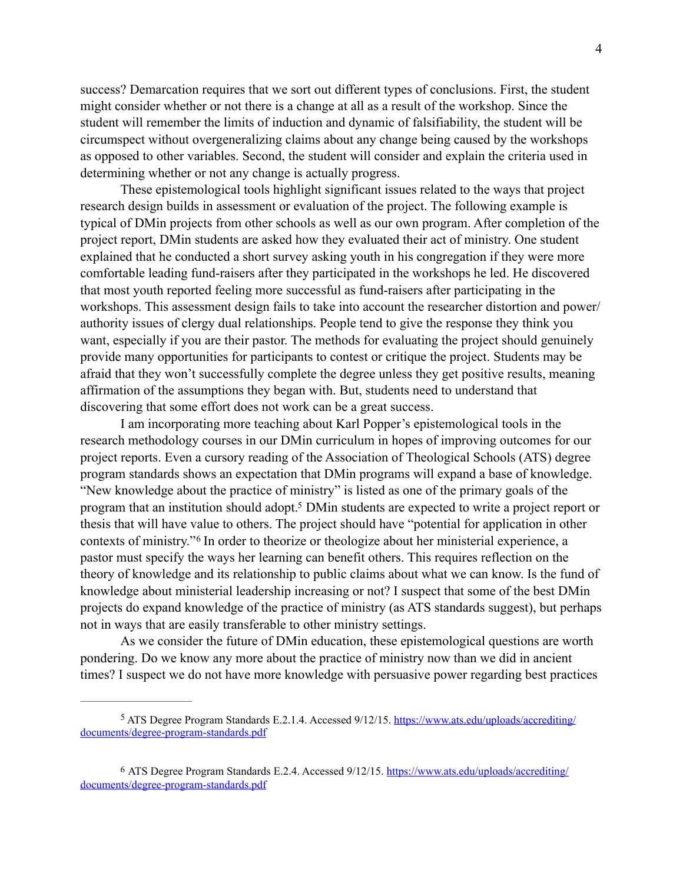success? Demarcation requires that we sort out different types of conclusions. First, the student might consider whether or not there is a change at all as a result of the workshop. Since the student will remember the limits of induction and dynamic of falsifiability, the student will be circumspect without overgeneralizing claims about any change being caused by the workshops as opposed to other variables. Second, the student will consider and explain the criteria used in determining whether or not any change is actually progress.

These epistemological tools highlight significant issues related to the ways that project research design builds in assessment or evaluation of the project. The following example is typical of DMin projects from other schools as well as our own program. After completion of the project report, DMin students are asked how they evaluated their act of ministry. One student explained that he conducted a short survey asking youth in his congregation if they were more comfortable leading fund-raisers after they participated in the workshops he led. He discovered that most youth reported feeling more successful as fund-raisers after participating in the workshops. This assessment design fails to take into account the researcher distortion and power/authority issues of clergy dual relationships. People tend to give the response they think you want, especially if you are their pastor. The methods for evaluating the project should genuinely provide many opportunities for participants to contest or critique the project. Students may be afraid that they won't successfully complete the degree unless they get positive results, meaning affirmation of the assumptions they began with. But, students need to understand that discovering that some effort does not work can be a great success.

I am incorporating more teaching about Karl Popper's epistemological tools in the research methodology courses in our DMin curriculum in hopes of improving outcomes for our project reports. Even a cursory reading of the Association of Theological Schools (ATS) degree program standards shows an expectation that DMin programs will expand a base of knowledge. "New knowledge about the practice of ministry" is listed as one of the primary goals of the program that an institution should adopt.[5] DMin students are expected to write a project report or thesis that will have value to others. The project should have "potential for application in other contexts of ministry."[6] In order to theorize or theologize about her ministerial experience, a pastor must specify the ways her learning can benefit others. This requires reflection on the theory of knowledge and its relationship to public claims about what we can know. Is the fund of knowledge about ministerial leadership increasing or not? I suspect that some of the best DMin projects do expand knowledge of the practice of ministry (as ATS standards suggest), but perhaps not in ways that are easily transferable to other ministry settings.

As we consider the future of DMin education, these epistemological questions are worth pondering. Do we know any more about the practice of ministry now than we did in ancient times? I suspect we do not have more knowledge with persuasive power regarding best practices

---

[5] ATS Degree Program Standards E.2.1.4. Accessed 9/12/15. https://www.ats.edu/uploads/accrediting/documents/degree-program-standards.pdf

[6] ATS Degree Program Standards E.2.4. Accessed 9/12/15. https://www.ats.edu/uploads/accrediting/documents/degree-program-standards.pdf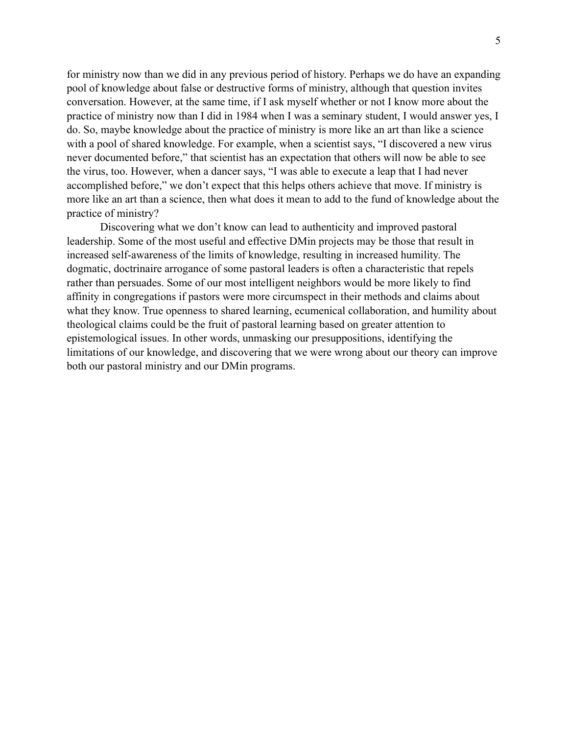for ministry now than we did in any previous period of history. Perhaps we do have an expanding pool of knowledge about false or destructive forms of ministry, although that question invites conversation. However, at the same time, if I ask myself whether or not I know more about the practice of ministry now than I did in 1984 when I was a seminary student, I would answer yes, I do. So, maybe knowledge about the practice of ministry is more like an art than like a science with a pool of shared knowledge. For example, when a scientist says, "I discovered a new virus never documented before," that scientist has an expectation that others will now be able to see the virus, too. However, when a dancer says, "I was able to execute a leap that I had never accomplished before," we don't expect that this helps others achieve that move. If ministry is more like an art than a science, then what does it mean to add to the fund of knowledge about the practice of ministry?

Discovering what we don't know can lead to authenticity and improved pastoral leadership. Some of the most useful and effective DMin projects may be those that result in increased self-awareness of the limits of knowledge, resulting in increased humility. The dogmatic, doctrinaire arrogance of some pastoral leaders is often a characteristic that repels rather than persuades. Some of our most intelligent neighbors would be more likely to find affinity in congregations if pastors were more circumspect in their methods and claims about what they know. True openness to shared learning, ecumenical collaboration, and humility about theological claims could be the fruit of pastoral learning based on greater attention to epistemological issues. In other words, unmasking our presuppositions, identifying the limitations of our knowledge, and discovering that we were wrong about our theory can improve both our pastoral ministry and our DMin programs.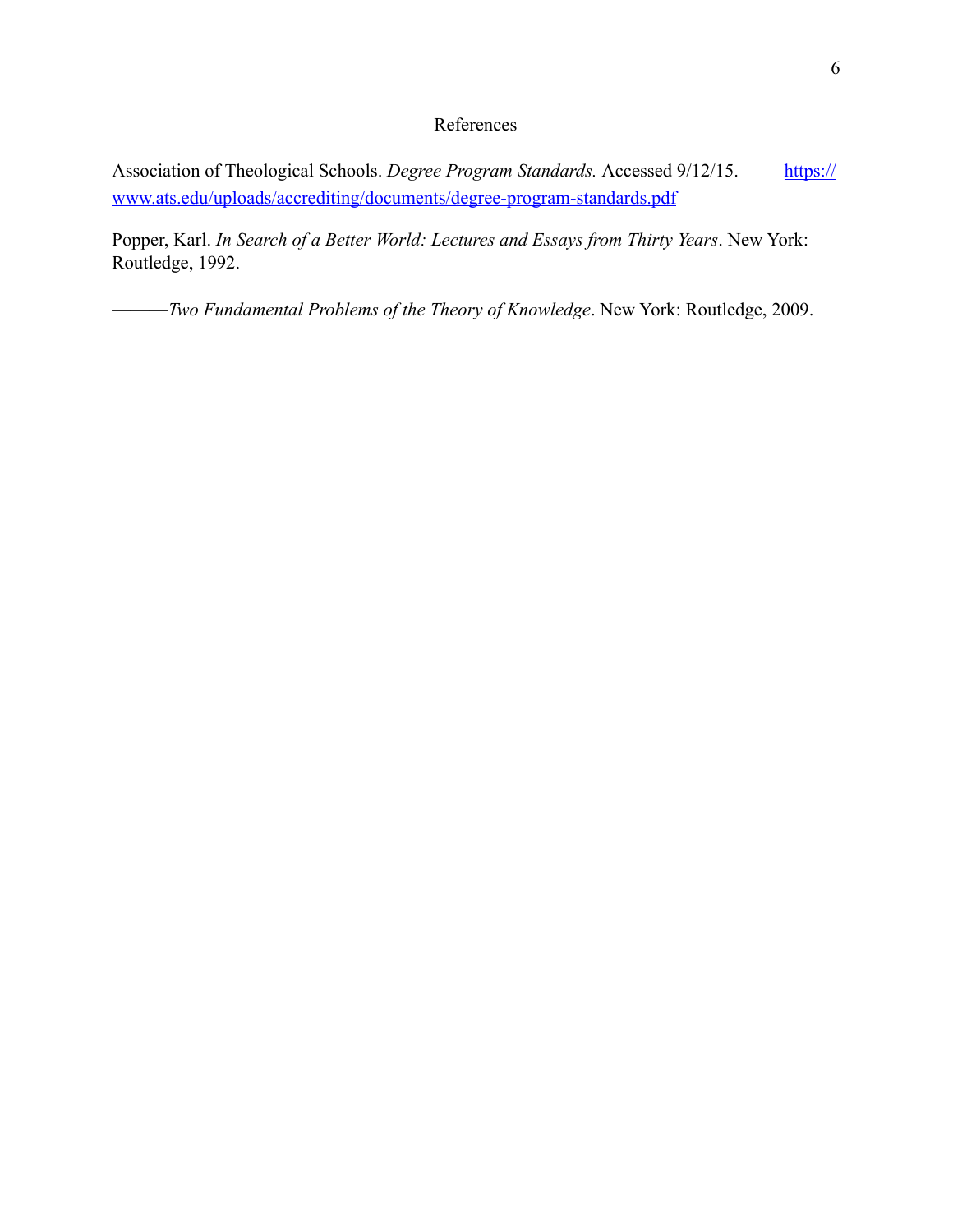# References

Association of Theological Schools. *Degree Program Standards.* Accessed 9/12/15. https://www.ats.edu/uploads/accrediting/documents/degree-program-standards.pdf

Popper, Karl. *In Search of a Better World: Lectures and Essays from Thirty Years*. New York: Routledge, 1992.

———*Two Fundamental Problems of the Theory of Knowledge*. New York: Routledge, 2009.